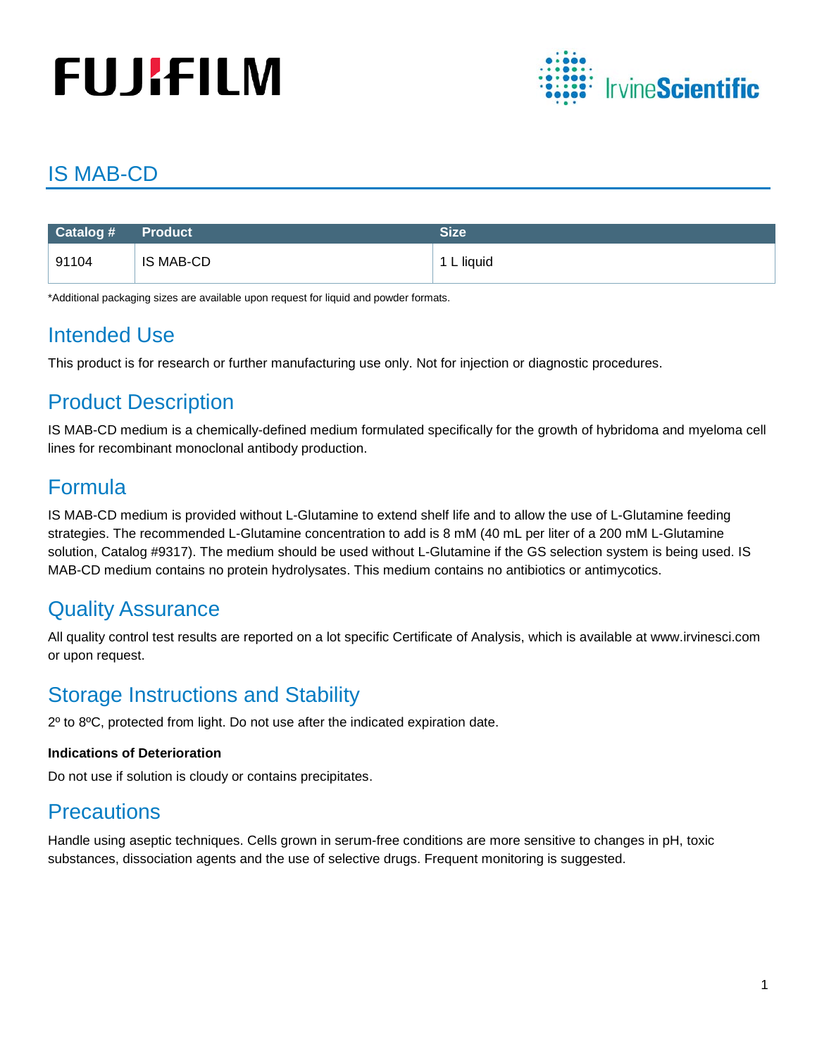# IS MAB-CD

| Catalog # | Product | Size |
|---|---|---|
| 91104 | IS MAB-CD | 1 L liquid |

*Additional packaging sizes are available upon request for liquid and powder formats.

## Intended Use

This product is for research or further manufacturing use only. Not for injection or diagnostic procedures.

## Product Description

IS MAB-CD medium is a chemically-defined medium formulated specifically for the growth of hybridoma and myeloma cell lines for recombinant monoclonal antibody production.

## Formula

IS MAB-CD medium is provided without L-Glutamine to extend shelf life and to allow the use of L-Glutamine feeding strategies. The recommended L-Glutamine concentration to add is 8 mM (40 mL per liter of a 200 mM L-Glutamine solution, Catalog #9317). The medium should be used without L-Glutamine if the GS selection system is being used. IS MAB-CD medium contains no protein hydrolysates. This medium contains no antibiotics or antimycotics.

## Quality Assurance

All quality control test results are reported on a lot specific Certificate of Analysis, which is available at www.irvinesci.com or upon request.

## Storage Instructions and Stability

2º to 8ºC, protected from light. Do not use after the indicated expiration date.

**Indications of Deterioration**

Do not use if solution is cloudy or contains precipitates.

## Precautions

Handle using aseptic techniques. Cells grown in serum-free conditions are more sensitive to changes in pH, toxic substances, dissociation agents and the use of selective drugs. Frequent monitoring is suggested.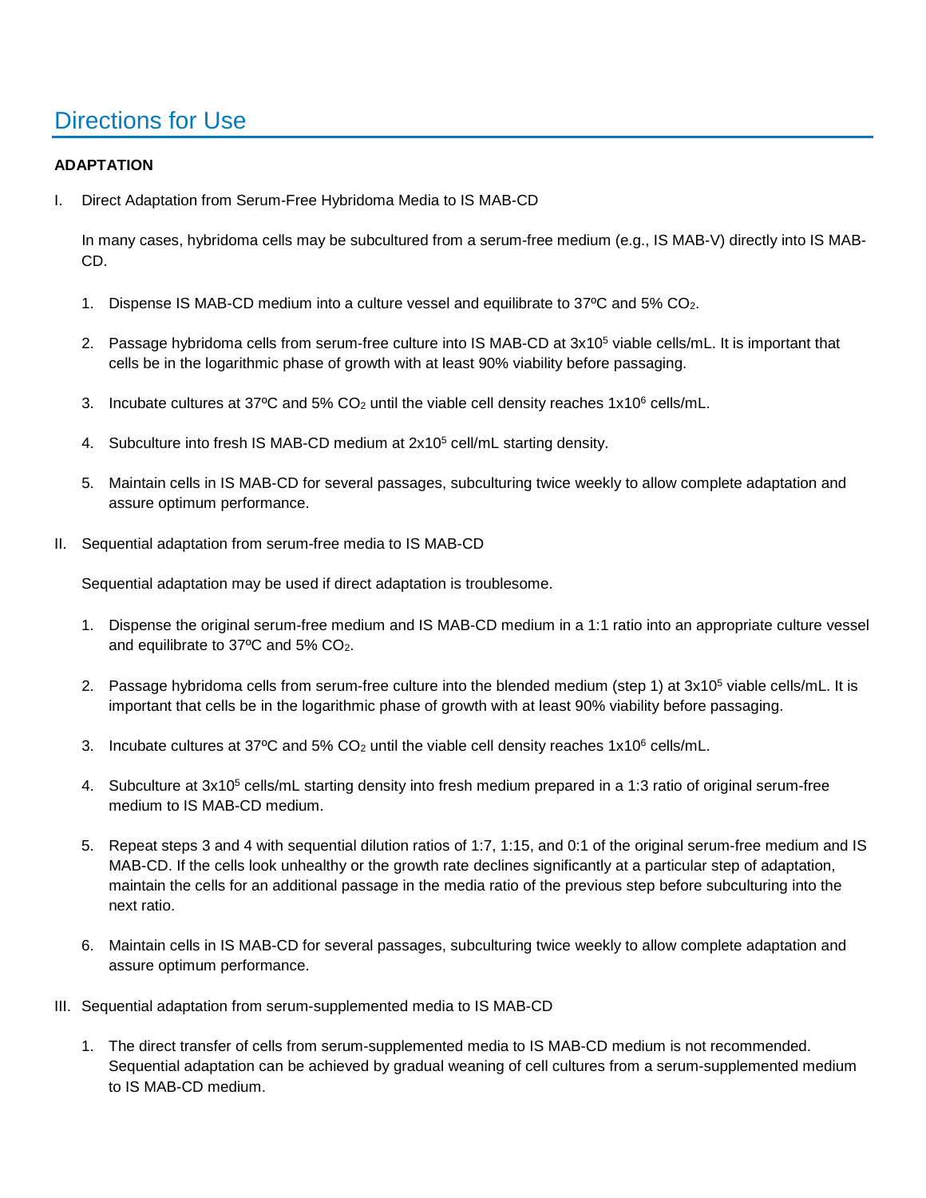# Directions for Use

**ADAPTATION**

I. Direct Adaptation from Serum-Free Hybridoma Media to IS MAB-CD

In many cases, hybridoma cells may be subcultured from a serum-free medium (e.g., IS MAB-V) directly into IS MAB-CD.

1. Dispense IS MAB-CD medium into a culture vessel and equilibrate to 37ºC and 5% $CO_2$.
2. Passage hybridoma cells from serum-free culture into IS MAB-CD at $3x10^5$ viable cells/mL. It is important that cells be in the logarithmic phase of growth with at least 90% viability before passaging.
3. Incubate cultures at 37ºC and 5% $CO_2$ until the viable cell density reaches $1x10^6$ cells/mL.
4. Subculture into fresh IS MAB-CD medium at $2x10^5$ cell/mL starting density.
5. Maintain cells in IS MAB-CD for several passages, subculturing twice weekly to allow complete adaptation and assure optimum performance.

II. Sequential adaptation from serum-free media to IS MAB-CD

Sequential adaptation may be used if direct adaptation is troublesome.

1. Dispense the original serum-free medium and IS MAB-CD medium in a 1:1 ratio into an appropriate culture vessel and equilibrate to 37ºC and 5% $CO_2$.
2. Passage hybridoma cells from serum-free culture into the blended medium (step 1) at $3x10^5$ viable cells/mL. It is important that cells be in the logarithmic phase of growth with at least 90% viability before passaging.
3. Incubate cultures at 37ºC and 5% $CO_2$ until the viable cell density reaches $1x10^6$ cells/mL.
4. Subculture at $3x10^5$ cells/mL starting density into fresh medium prepared in a 1:3 ratio of original serum-free medium to IS MAB-CD medium.
5. Repeat steps 3 and 4 with sequential dilution ratios of 1:7, 1:15, and 0:1 of the original serum-free medium and IS MAB-CD. If the cells look unhealthy or the growth rate declines significantly at a particular step of adaptation, maintain the cells for an additional passage in the media ratio of the previous step before subculturing into the next ratio.
6. Maintain cells in IS MAB-CD for several passages, subculturing twice weekly to allow complete adaptation and assure optimum performance.

III. Sequential adaptation from serum-supplemented media to IS MAB-CD

1. The direct transfer of cells from serum-supplemented media to IS MAB-CD medium is not recommended. Sequential adaptation can be achieved by gradual weaning of cell cultures from a serum-supplemented medium to IS MAB-CD medium.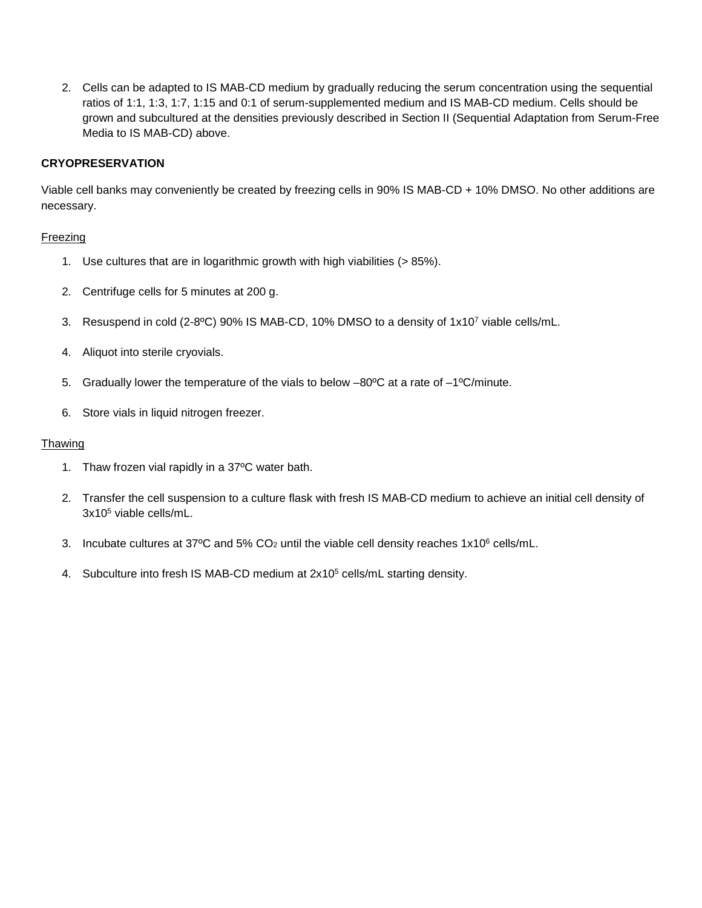2. Cells can be adapted to IS MAB-CD medium by gradually reducing the serum concentration using the sequential ratios of 1:1, 1:3, 1:7, 1:15 and 0:1 of serum-supplemented medium and IS MAB-CD medium. Cells should be grown and subcultured at the densities previously described in Section II (Sequential Adaptation from Serum-Free Media to IS MAB-CD) above.

**CRYOPRESERVATION**

Viable cell banks may conveniently be created by freezing cells in 90% IS MAB-CD + 10% DMSO. No other additions are necessary.

<u>Freezing</u>

1. Use cultures that are in logarithmic growth with high viabilities (> 85%).

2. Centrifuge cells for 5 minutes at 200 g.

3. Resuspend in cold (2-8ºC) 90% IS MAB-CD, 10% DMSO to a density of $1x10^7$ viable cells/mL.

4. Aliquot into sterile cryovials.

5. Gradually lower the temperature of the vials to below –80ºC at a rate of –1ºC/minute.

6. Store vials in liquid nitrogen freezer.

<u>Thawing</u>

1. Thaw frozen vial rapidly in a 37ºC water bath.

2. Transfer the cell suspension to a culture flask with fresh IS MAB-CD medium to achieve an initial cell density of $3x10^5$ viable cells/mL.

3. Incubate cultures at 37ºC and 5% $CO_2$ until the viable cell density reaches $1x10^6$ cells/mL.

4. Subculture into fresh IS MAB-CD medium at $2x10^5$ cells/mL starting density.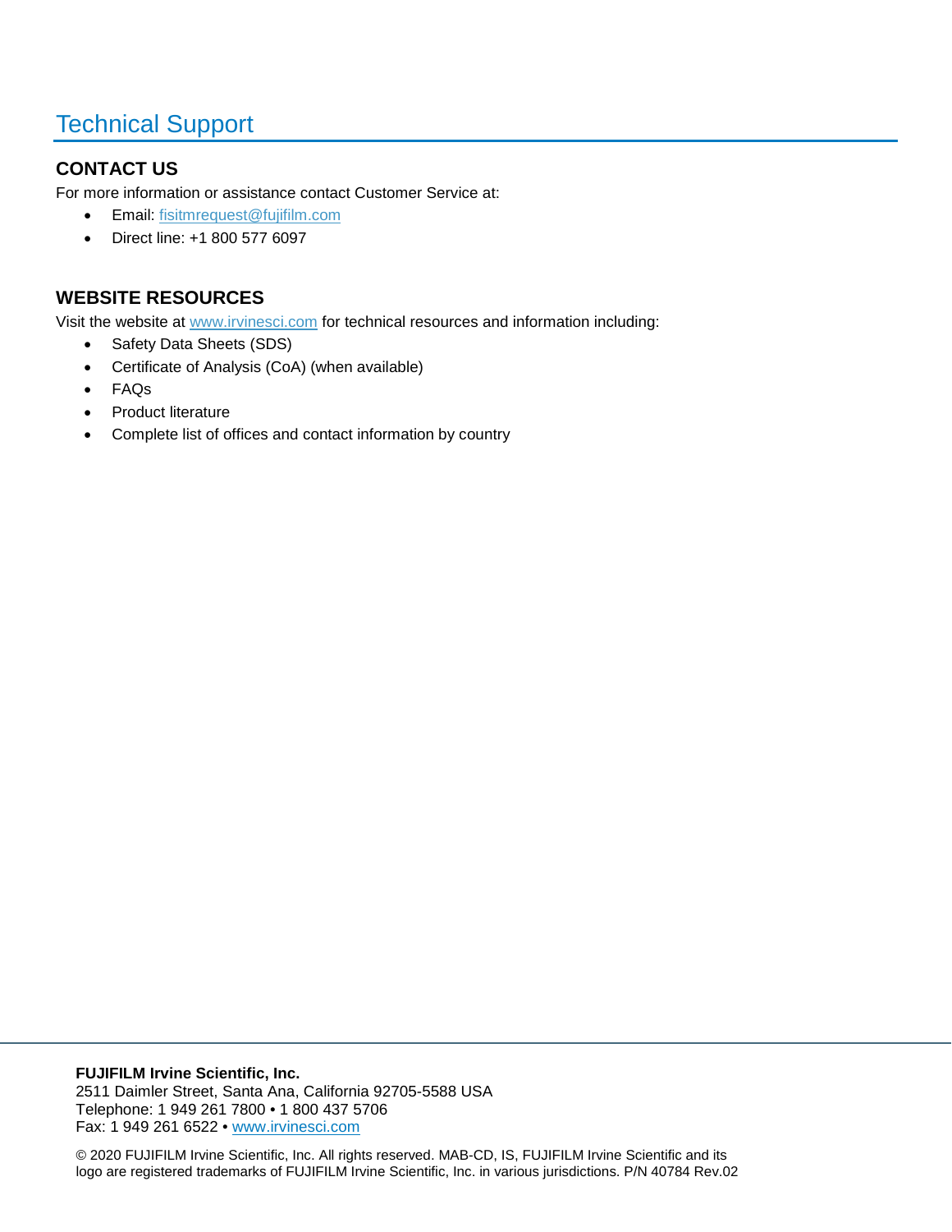# Technical Support

## CONTACT US

For more information or assistance contact Customer Service at:

- Email: fisitmrequest@fujifilm.com
- Direct line: +1 800 577 6097

## WEBSITE RESOURCES

Visit the website at www.irvinesci.com for technical resources and information including:

- Safety Data Sheets (SDS)
- Certificate of Analysis (CoA) (when available)
- FAQs
- Product literature
- Complete list of offices and contact information by country

**FUJIFILM Irvine Scientific, Inc.**
2511 Daimler Street, Santa Ana, California 92705-5588 USA
Telephone: 1 949 261 7800 • 1 800 437 5706
Fax: 1 949 261 6522 • www.irvinesci.com

© 2020 FUJIFILM Irvine Scientific, Inc. All rights reserved. MAB-CD, IS, FUJIFILM Irvine Scientific and its logo are registered trademarks of FUJIFILM Irvine Scientific, Inc. in various jurisdictions. P/N 40784 Rev.02